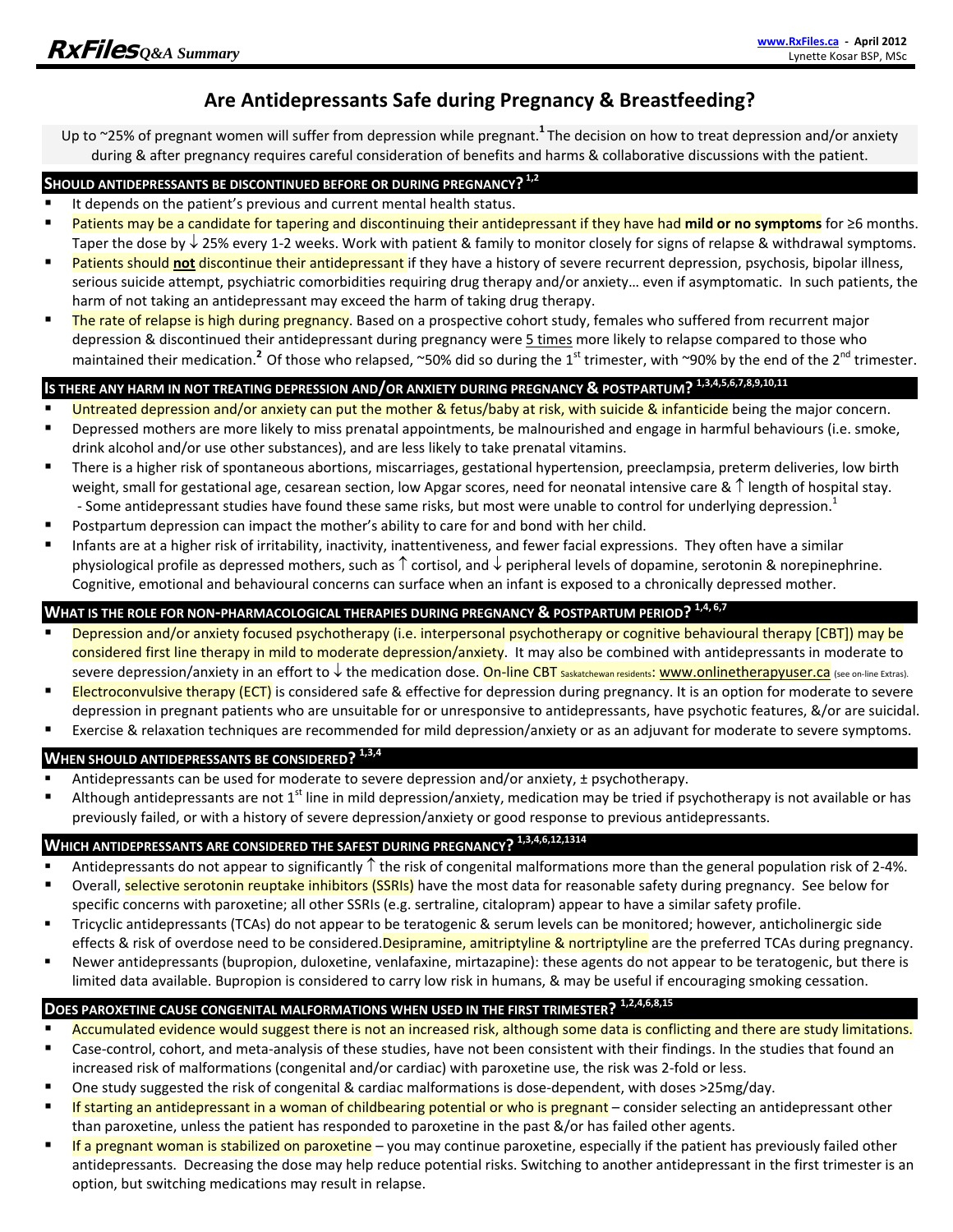# Are Antidepressants Safe during Pregnancy & Breastfeeding?

Up to ~25% of pregnant women will suffer from depression while pregnant.[1] The decision on how to treat depression and/or anxiety during & after pregnancy requires careful consideration of benefits and harms & collaborative discussions with the patient.

## SHOULD ANTIDEPRESSANTS BE DISCONTINUED BEFORE OR DURING PREGNANCY? [1,2]

- It depends on the patient's previous and current mental health status.
- Patients may be a candidate for tapering and discontinuing their antidepressant if they have had **mild or no symptoms** for ≥6 months. Taper the dose by ↓ 25% every 1-2 weeks. Work with patient & family to monitor closely for signs of relapse & withdrawal symptoms.
- Patients should **not** discontinue their antidepressant if they have a history of severe recurrent depression, psychosis, bipolar illness, serious suicide attempt, psychiatric comorbidities requiring drug therapy and/or anxiety… even if asymptomatic. In such patients, the harm of not taking an antidepressant may exceed the harm of taking drug therapy.
- The rate of relapse is high during pregnancy. Based on a prospective cohort study, females who suffered from recurrent major depression & discontinued their antidepressant during pregnancy were 5 times more likely to relapse compared to those who maintained their medication.[2] Of those who relapsed, ~50% did so during the 1st trimester, with ~90% by the end of the 2nd trimester.

## IS THERE ANY HARM IN NOT TREATING DEPRESSION AND/OR ANXIETY DURING PREGNANCY & POSTPARTUM? [1,3,4,5,6,7,8,9,10,11]

- Untreated depression and/or anxiety can put the mother & fetus/baby at risk, with suicide & infanticide being the major concern.
- Depressed mothers are more likely to miss prenatal appointments, be malnourished and engage in harmful behaviours (i.e. smoke, drink alcohol and/or use other substances), and are less likely to take prenatal vitamins.
- There is a higher risk of spontaneous abortions, miscarriages, gestational hypertension, preeclampsia, preterm deliveries, low birth weight, small for gestational age, cesarean section, low Apgar scores, need for neonatal intensive care & ↑ length of hospital stay.
  - Some antidepressant studies have found these same risks, but most were unable to control for underlying depression.[1]
- Postpartum depression can impact the mother's ability to care for and bond with her child.
- Infants are at a higher risk of irritability, inactivity, inattentiveness, and fewer facial expressions. They often have a similar physiological profile as depressed mothers, such as ↑ cortisol, and ↓ peripheral levels of dopamine, serotonin & norepinephrine. Cognitive, emotional and behavioural concerns can surface when an infant is exposed to a chronically depressed mother.

## WHAT IS THE ROLE FOR NON-PHARMACOLOGICAL THERAPIES DURING PREGNANCY & POSTPARTUM PERIOD? [1,4,6,7]

- Depression and/or anxiety focused psychotherapy (i.e. interpersonal psychotherapy or cognitive behavioural therapy [CBT]) may be considered first line therapy in mild to moderate depression/anxiety. It may also be combined with antidepressants in moderate to severe depression/anxiety in an effort to ↓ the medication dose. On-line CBT Saskatchewan residents: www.onlinetherapyuser.ca (see on-line Extras).
- Electroconvulsive therapy (ECT) is considered safe & effective for depression during pregnancy. It is an option for moderate to severe depression in pregnant patients who are unsuitable for or unresponsive to antidepressants, have psychotic features, &/or are suicidal.
- Exercise & relaxation techniques are recommended for mild depression/anxiety or as an adjuvant for moderate to severe symptoms.

## WHEN SHOULD ANTIDEPRESSANTS BE CONSIDERED? [1,3,4]

- Antidepressants can be used for moderate to severe depression and/or anxiety, ± psychotherapy.
- Although antidepressants are not 1st line in mild depression/anxiety, medication may be tried if psychotherapy is not available or has previously failed, or with a history of severe depression/anxiety or good response to previous antidepressants.

## WHICH ANTIDEPRESSANTS ARE CONSIDERED THE SAFEST DURING PREGNANCY? [1,3,4,6,12,1314]

- Antidepressants do not appear to significantly ↑ the risk of congenital malformations more than the general population risk of 2-4%.
- Overall, selective serotonin reuptake inhibitors (SSRIs) have the most data for reasonable safety during pregnancy. See below for specific concerns with paroxetine; all other SSRIs (e.g. sertraline, citalopram) appear to have a similar safety profile.
- Tricyclic antidepressants (TCAs) do not appear to be teratogenic & serum levels can be monitored; however, anticholinergic side effects & risk of overdose need to be considered. Desipramine, amitriptyline & nortriptyline are the preferred TCAs during pregnancy.
- Newer antidepressants (bupropion, duloxetine, venlafaxine, mirtazapine): these agents do not appear to be teratogenic, but there is limited data available. Bupropion is considered to carry low risk in humans, & may be useful if encouraging smoking cessation.

## DOES PAROXETINE CAUSE CONGENITAL MALFORMATIONS WHEN USED IN THE FIRST TRIMESTER? [1,2,4,6,8,15]

- Accumulated evidence would suggest there is not an increased risk, although some data is conflicting and there are study limitations.
- Case-control, cohort, and meta-analysis of these studies, have not been consistent with their findings. In the studies that found an increased risk of malformations (congenital and/or cardiac) with paroxetine use, the risk was 2-fold or less.
- One study suggested the risk of congenital & cardiac malformations is dose-dependent, with doses >25mg/day.
- If starting an antidepressant in a woman of childbearing potential or who is pregnant – consider selecting an antidepressant other than paroxetine, unless the patient has responded to paroxetine in the past &/or has failed other agents.
- If a pregnant woman is stabilized on paroxetine – you may continue paroxetine, especially if the patient has previously failed other antidepressants. Decreasing the dose may help reduce potential risks. Switching to another antidepressant in the first trimester is an option, but switching medications may result in relapse.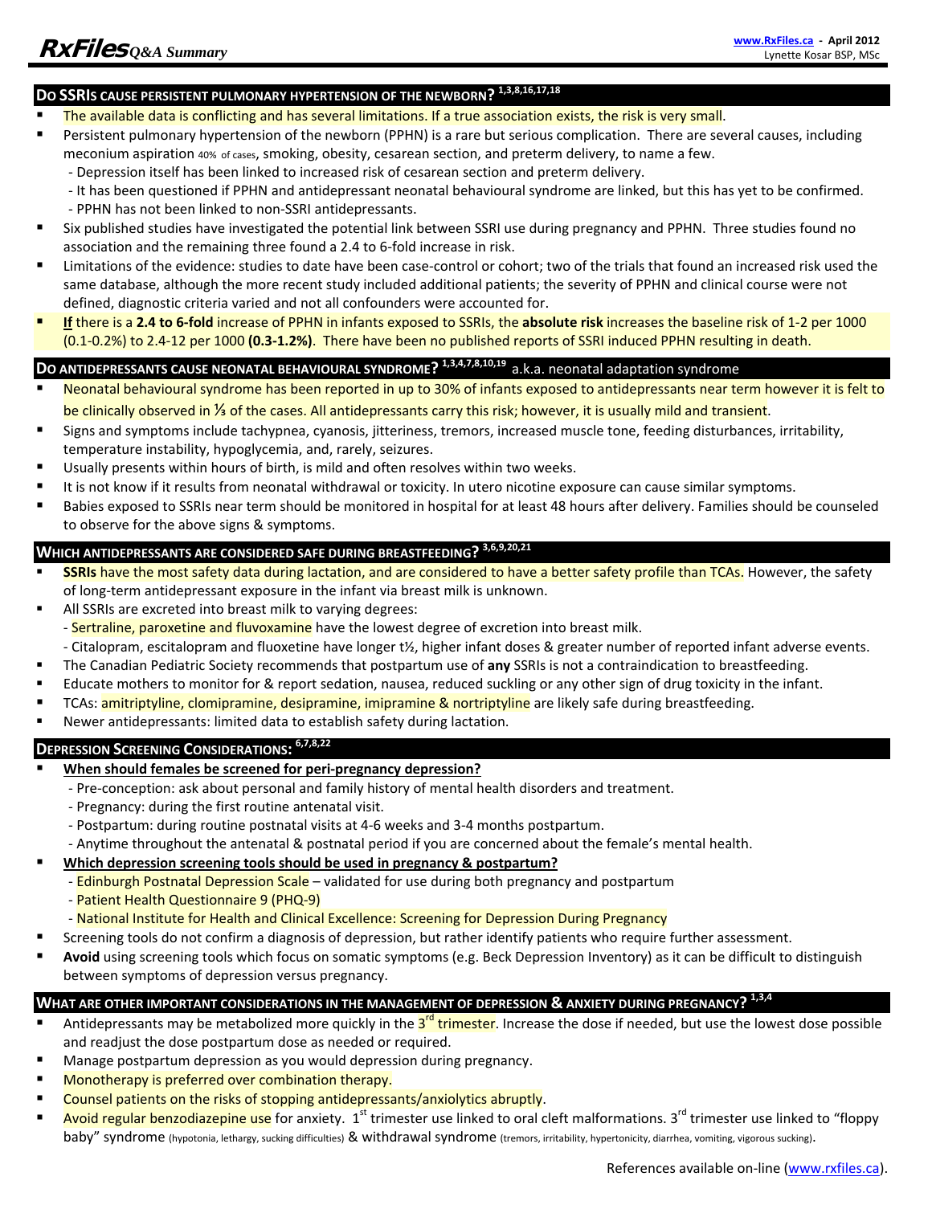## DO SSRIS CAUSE PERSISTENT PULMONARY HYPERTENSION OF THE NEWBORN? [1,3,8,16,17,18]

- The available data is conflicting and has several limitations. If a true association exists, the risk is very small.
- Persistent pulmonary hypertension of the newborn (PPHN) is a rare but serious complication. There are several causes, including meconium aspiration 40% of cases, smoking, obesity, cesarean section, and preterm delivery, to name a few.
  - Depression itself has been linked to increased risk of cesarean section and preterm delivery.
  - It has been questioned if PPHN and antidepressant neonatal behavioural syndrome are linked, but this has yet to be confirmed.
  - PPHN has not been linked to non-SSRI antidepressants.
- Six published studies have investigated the potential link between SSRI use during pregnancy and PPHN. Three studies found no association and the remaining three found a 2.4 to 6-fold increase in risk.
- Limitations of the evidence: studies to date have been case-control or cohort; two of the trials that found an increased risk used the same database, although the more recent study included additional patients; the severity of PPHN and clinical course were not defined, diagnostic criteria varied and not all confounders were accounted for.
- **If** there is a **2.4 to 6-fold** increase of PPHN in infants exposed to SSRIs, the **absolute risk** increases the baseline risk of 1-2 per 1000 (0.1-0.2%) to 2.4-12 per 1000 **(0.3-1.2%)**. There have been no published reports of SSRI induced PPHN resulting in death.

## DO ANTIDEPRESSANTS CAUSE NEONATAL BEHAVIOURAL SYNDROME? [1,3,4,7,8,10,19] a.k.a. neonatal adaptation syndrome

- Neonatal behavioural syndrome has been reported in up to 30% of infants exposed to antidepressants near term however it is felt to be clinically observed in ⅓ of the cases. All antidepressants carry this risk; however, it is usually mild and transient.
- Signs and symptoms include tachypnea, cyanosis, jitteriness, tremors, increased muscle tone, feeding disturbances, irritability, temperature instability, hypoglycemia, and, rarely, seizures.
- Usually presents within hours of birth, is mild and often resolves within two weeks.
- It is not know if it results from neonatal withdrawal or toxicity. In utero nicotine exposure can cause similar symptoms.
- Babies exposed to SSRIs near term should be monitored in hospital for at least 48 hours after delivery. Families should be counseled to observe for the above signs & symptoms.

## WHICH ANTIDEPRESSANTS ARE CONSIDERED SAFE DURING BREASTFEEDING? [3,6,9,20,21]

- **SSRIs** have the most safety data during lactation, and are considered to have a better safety profile than TCAs. However, the safety of long-term antidepressant exposure in the infant via breast milk is unknown.
- All SSRIs are excreted into breast milk to varying degrees:
  - Sertraline, paroxetine and fluvoxamine have the lowest degree of excretion into breast milk.
  - Citalopram, escitalopram and fluoxetine have longer t½, higher infant doses & greater number of reported infant adverse events.
- The Canadian Pediatric Society recommends that postpartum use of **any** SSRIs is not a contraindication to breastfeeding.
- Educate mothers to monitor for & report sedation, nausea, reduced suckling or any other sign of drug toxicity in the infant.
- TCAs: amitriptyline, clomipramine, desipramine, imipramine & nortriptyline are likely safe during breastfeeding.
- Newer antidepressants: limited data to establish safety during lactation.

## DEPRESSION SCREENING CONSIDERATIONS: [6,7,8,22]

- **When should females be screened for peri-pregnancy depression?**
  - Pre-conception: ask about personal and family history of mental health disorders and treatment.
  - Pregnancy: during the first routine antenatal visit.
  - Postpartum: during routine postnatal visits at 4-6 weeks and 3-4 months postpartum.
  - Anytime throughout the antenatal & postnatal period if you are concerned about the female's mental health.
- **Which depression screening tools should be used in pregnancy & postpartum?**
  - Edinburgh Postnatal Depression Scale – validated for use during both pregnancy and postpartum
  - Patient Health Questionnaire 9 (PHQ-9)
  - National Institute for Health and Clinical Excellence: Screening for Depression During Pregnancy
- Screening tools do not confirm a diagnosis of depression, but rather identify patients who require further assessment.
- **Avoid** using screening tools which focus on somatic symptoms (e.g. Beck Depression Inventory) as it can be difficult to distinguish between symptoms of depression versus pregnancy.

## WHAT ARE OTHER IMPORTANT CONSIDERATIONS IN THE MANAGEMENT OF DEPRESSION & ANXIETY DURING PREGNANCY? [1,3,4]

- Antidepressants may be metabolized more quickly in the 3rd trimester. Increase the dose if needed, but use the lowest dose possible and readjust the dose postpartum dose as needed or required.
- Manage postpartum depression as you would depression during pregnancy.
- Monotherapy is preferred over combination therapy.
- Counsel patients on the risks of stopping antidepressants/anxiolytics abruptly.
- Avoid regular benzodiazepine use for anxiety. 1st trimester use linked to oral cleft malformations. 3rd trimester use linked to "floppy baby" syndrome (hypotonia, lethargy, sucking difficulties) & withdrawal syndrome (tremors, irritability, hypertonicity, diarrhea, vomiting, vigorous sucking).

References available on-line (www.rxfiles.ca).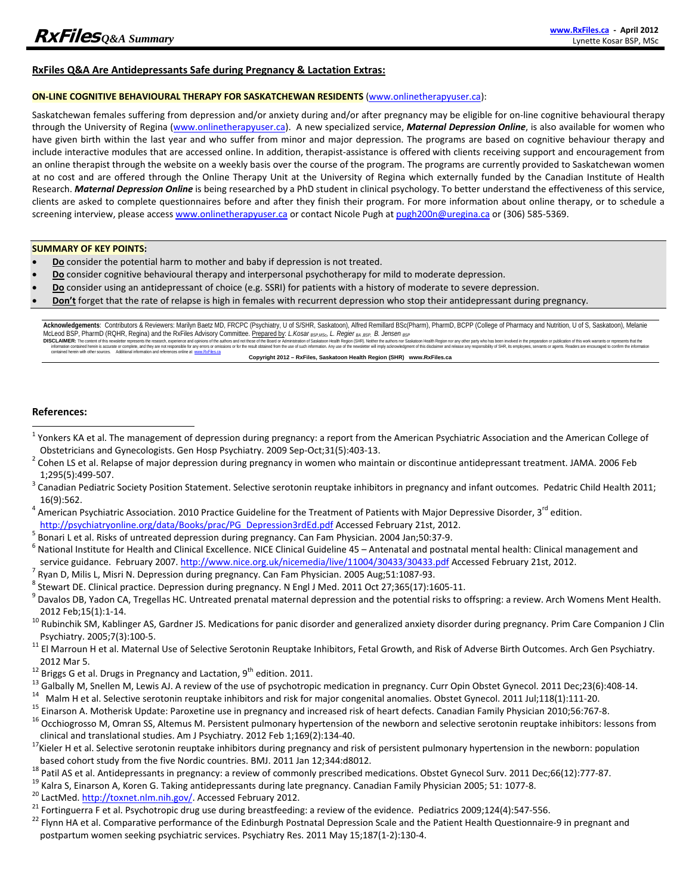## RxFiles Q&A Are Antidepressants Safe during Pregnancy & Lactation Extras:

**ON-LINE COGNITIVE BEHAVIOURAL THERAPY FOR SASKATCHEWAN RESIDENTS** (www.onlinetherapyuser.ca):

Saskatchewan females suffering from depression and/or anxiety during and/or after pregnancy may be eligible for on-line cognitive behavioural therapy through the University of Regina (www.onlinetherapyuser.ca). A new specialized service, ***Maternal Depression Online***, is also available for women who have given birth within the last year and who suffer from minor and major depression. The programs are based on cognitive behaviour therapy and include interactive modules that are accessed online. In addition, therapist-assistance is offered with clients receiving support and encouragement from an online therapist through the website on a weekly basis over the course of the program. The programs are currently provided to Saskatchewan women at no cost and are offered through the Online Therapy Unit at the University of Regina which externally funded by the Canadian Institute of Health Research. ***Maternal Depression Online*** is being researched by a PhD student in clinical psychology. To better understand the effectiveness of this service, clients are asked to complete questionnaires before and after they finish their program. For more information about online therapy, or to schedule a screening interview, please access www.onlinetherapyuser.ca or contact Nicole Pugh at pugh200n@uregina.ca or (306) 585-5369.

**SUMMARY OF KEY POINTS:**

- **Do** consider the potential harm to mother and baby if depression is not treated.
- **Do** consider cognitive behavioural therapy and interpersonal psychotherapy for mild to moderate depression.
- **Do** consider using an antidepressant of choice (e.g. SSRI) for patients with a history of moderate to severe depression.
- **Don't** forget that the rate of relapse is high in females with recurrent depression who stop their antidepressant during pregnancy.

**Acknowledgements**: Contributors & Reviewers: Marilyn Baetz MD, FRCPC (Psychiatry, U of S/SHR, Saskatoon), Alfred Remillard BSc(Pharm), PharmD, BCPP (College of Pharmacy and Nutrition, U of S, Saskatoon), Melanie McLeod BSP, PharmD (RQHR, Regina) and the RxFiles Advisory Committee. Prepared by: *L.Kosar BSP,MSc, L. Regier BA,BSP, B. Jensen BSP*

**DISCLAIMER:** The content of this newsletter represents the research, experience and opinions of the authors and not those of the Board or Administration of Saskatoon Health Region (SHR). Neither the authors nor Saskatoon Health Region nor any other party who has been involved in the preparation or publication of this work warrants or represents that the information contained herein is accurate or complete, and they are not responsible for any errors or omissions or for the result obtained from the use of such information. Any use of the newsletter will imply acknowledgment of this disclaimer and release any responsibility of SHR, its employees, servants or agents. Readers are encouraged to confirm the information contained herein with other sources. Additional information and references online at www.RxFiles.ca

**Copyright 2012 – RxFiles, Saskatoon Health Region (SHR) www.RxFiles.ca**

### References:

[1] Yonkers KA et al. The management of depression during pregnancy: a report from the American Psychiatric Association and the American College of Obstetricians and Gynecologists. Gen Hosp Psychiatry. 2009 Sep-Oct;31(5):403-13.

[2] Cohen LS et al. Relapse of major depression during pregnancy in women who maintain or discontinue antidepressant treatment. JAMA. 2006 Feb 1;295(5):499-507.

[3] Canadian Pediatric Society Position Statement. Selective serotonin reuptake inhibitors in pregnancy and infant outcomes. Pedatric Child Health 2011; 16(9):562.

[4] American Psychiatric Association. 2010 Practice Guideline for the Treatment of Patients with Major Depressive Disorder, 3rd edition. http://psychiatryonline.org/data/Books/prac/PG_Depression3rdEd.pdf Accessed February 21st, 2012.

[5] Bonari L et al. Risks of untreated depression during pregnancy. Can Fam Physician. 2004 Jan;50:37-9.

[6] National Institute for Health and Clinical Excellence. NICE Clinical Guideline 45 – Antenatal and postnatal mental health: Clinical management and service guidance. February 2007. http://www.nice.org.uk/nicemedia/live/11004/30433/30433.pdf Accessed February 21st, 2012.

[7] Ryan D, Milis L, Misri N. Depression during pregnancy. Can Fam Physician. 2005 Aug;51:1087-93.

[8] Stewart DE. Clinical practice. Depression during pregnancy. N Engl J Med. 2011 Oct 27;365(17):1605-11.

[9] Davalos DB, Yadon CA, Tregellas HC. Untreated prenatal maternal depression and the potential risks to offspring: a review. Arch Womens Ment Health. 2012 Feb;15(1):1-14.

[10] Rubinchik SM, Kablinger AS, Gardner JS. Medications for panic disorder and generalized anxiety disorder during pregnancy. Prim Care Companion J Clin Psychiatry. 2005;7(3):100-5.

[11] El Marroun H et al. Maternal Use of Selective Serotonin Reuptake Inhibitors, Fetal Growth, and Risk of Adverse Birth Outcomes. Arch Gen Psychiatry. 2012 Mar 5.

[12] Briggs G et al. Drugs in Pregnancy and Lactation, 9th edition. 2011.

[13] Galbally M, Snellen M, Lewis AJ. A review of the use of psychotropic medication in pregnancy. Curr Opin Obstet Gynecol. 2011 Dec;23(6):408-14.

[14] Malm H et al. Selective serotonin reuptake inhibitors and risk for major congenital anomalies. Obstet Gynecol. 2011 Jul;118(1):111-20.

[15] Einarson A. Motherisk Update: Paroxetine use in pregnancy and increased risk of heart defects. Canadian Family Physician 2010;56:767-8.

[16] Occhiogrosso M, Omran SS, Altemus M. Persistent pulmonary hypertension of the newborn and selective serotonin reuptake inhibitors: lessons from clinical and translational studies. Am J Psychiatry. 2012 Feb 1;169(2):134-40.

[17] Kieler H et al. Selective serotonin reuptake inhibitors during pregnancy and risk of persistent pulmonary hypertension in the newborn: population based cohort study from the five Nordic countries. BMJ. 2011 Jan 12;344:d8012.

[18] Patil AS et al. Antidepressants in pregnancy: a review of commonly prescribed medications. Obstet Gynecol Surv. 2011 Dec;66(12):777-87.

[19] Kalra S, Einarson A, Koren G. Taking antidepressants during late pregnancy. Canadian Family Physician 2005; 51: 1077-8.

[20] LactMed. http://toxnet.nlm.nih.gov/. Accessed February 2012.

[21] Fortinguerra F et al. Psychotropic drug use during breastfeeding: a review of the evidence. Pediatrics 2009;124(4):547-556.

[22] Flynn HA et al. Comparative performance of the Edinburgh Postnatal Depression Scale and the Patient Health Questionnaire-9 in pregnant and postpartum women seeking psychiatric services. Psychiatry Res. 2011 May 15;187(1-2):130-4.